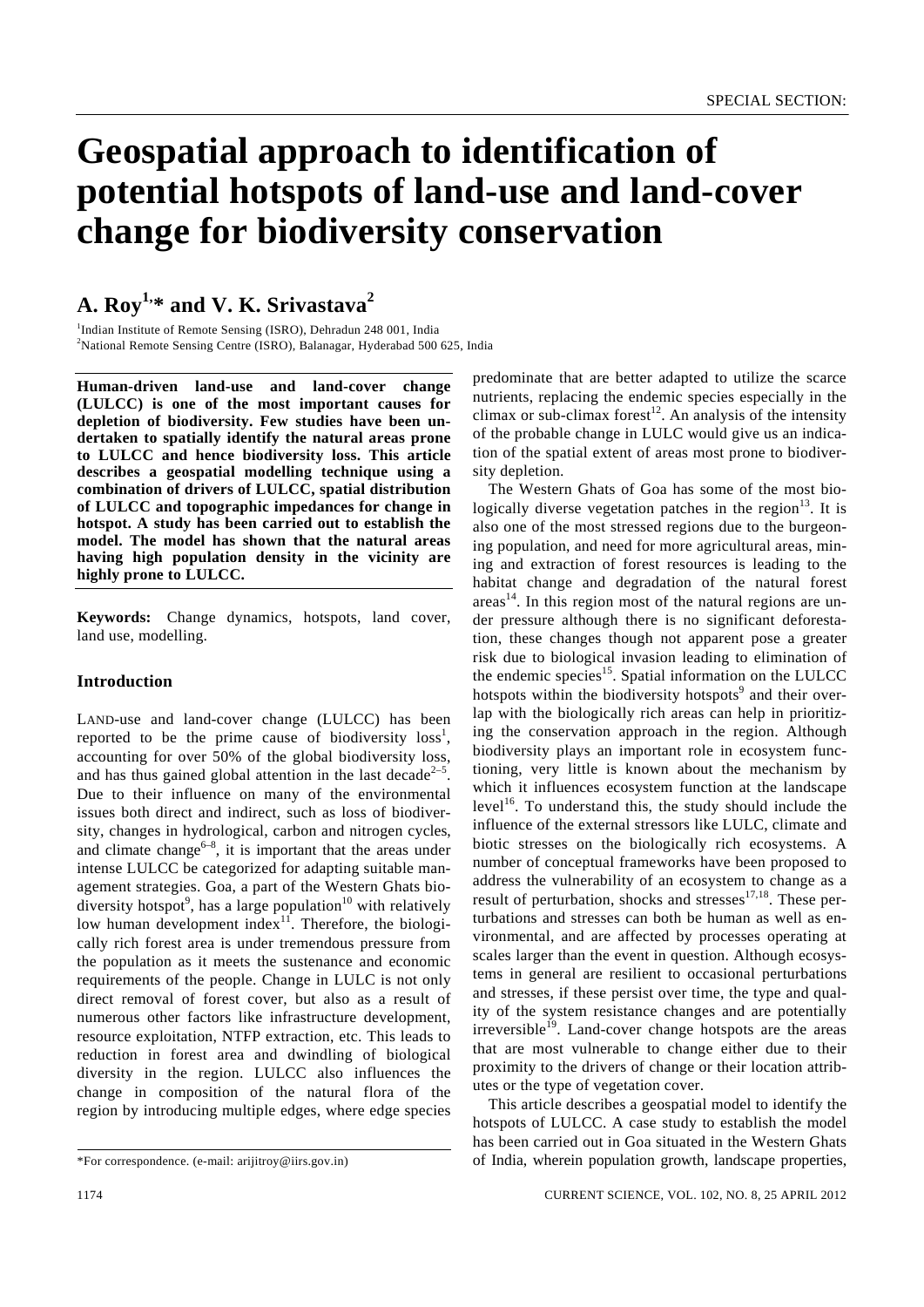# Geospatial approach to identification of potential hotspots of land-use and land-cover change for biodiversity conservation

## A. Roy[1,]* and V. K. Srivastava[2]

[1]Indian Institute of Remote Sensing (ISRO), Dehradun 248 001, India
[2]National Remote Sensing Centre (ISRO), Balanagar, Hyderabad 500 625, India

**Human-driven land-use and land-cover change (LULCC) is one of the most important causes for depletion of biodiversity. Few studies have been undertaken to spatially identify the natural areas prone to LULCC and hence biodiversity loss. This article describes a geospatial modelling technique using a combination of drivers of LULCC, spatial distribution of LULCC and topographic impedances for change in hotspot. A study has been carried out to establish the model. The model has shown that the natural areas having high population density in the vicinity are highly prone to LULCC.**

**Keywords:** Change dynamics, hotspots, land cover, land use, modelling.

### Introduction

LAND-use and land-cover change (LULCC) has been reported to be the prime cause of biodiversity loss[1], accounting for over 50% of the global biodiversity loss, and has thus gained global attention in the last decade[2–5]. Due to their influence on many of the environmental issues both direct and indirect, such as loss of biodiversity, changes in hydrological, carbon and nitrogen cycles, and climate change[6–8], it is important that the areas under intense LULCC be categorized for adapting suitable management strategies. Goa, a part of the Western Ghats biodiversity hotspot[9], has a large population[10] with relatively low human development index[11]. Therefore, the biologically rich forest area is under tremendous pressure from the population as it meets the sustenance and economic requirements of the people. Change in LULC is not only direct removal of forest cover, but also as a result of numerous other factors like infrastructure development, resource exploitation, NTFP extraction, etc. This leads to reduction in forest area and dwindling of biological diversity in the region. LULCC also influences the change in composition of the natural flora of the region by introducing multiple edges, where edge species predominate that are better adapted to utilize the scarce nutrients, replacing the endemic species especially in the climax or sub-climax forest[12]. An analysis of the intensity of the probable change in LULC would give us an indication of the spatial extent of areas most prone to biodiversity depletion.

The Western Ghats of Goa has some of the most biologically diverse vegetation patches in the region[13]. It is also one of the most stressed regions due to the burgeoning population, and need for more agricultural areas, mining and extraction of forest resources is leading to the habitat change and degradation of the natural forest areas[14]. In this region most of the natural regions are under pressure although there is no significant deforestation, these changes though not apparent pose a greater risk due to biological invasion leading to elimination of the endemic species[15]. Spatial information on the LULCC hotspots within the biodiversity hotspots[9] and their overlap with the biologically rich areas can help in prioritizing the conservation approach in the region. Although biodiversity plays an important role in ecosystem functioning, very little is known about the mechanism by which it influences ecosystem function at the landscape level[16]. To understand this, the study should include the influence of the external stressors like LULC, climate and biotic stresses on the biologically rich ecosystems. A number of conceptual frameworks have been proposed to address the vulnerability of an ecosystem to change as a result of perturbation, shocks and stresses[17,18]. These perturbations and stresses can both be human as well as environmental, and are affected by processes operating at scales larger than the event in question. Although ecosystems in general are resilient to occasional perturbations and stresses, if these persist over time, the type and quality of the system resistance changes and are potentially irreversible[19]. Land-cover change hotspots are the areas that are most vulnerable to change either due to their proximity to the drivers of change or their location attributes or the type of vegetation cover.

This article describes a geospatial model to identify the hotspots of LULCC. A case study to establish the model has been carried out in Goa situated in the Western Ghats of India, wherein population growth, landscape properties,

*For correspondence. (e-mail: arijitroy@iirs.gov.in)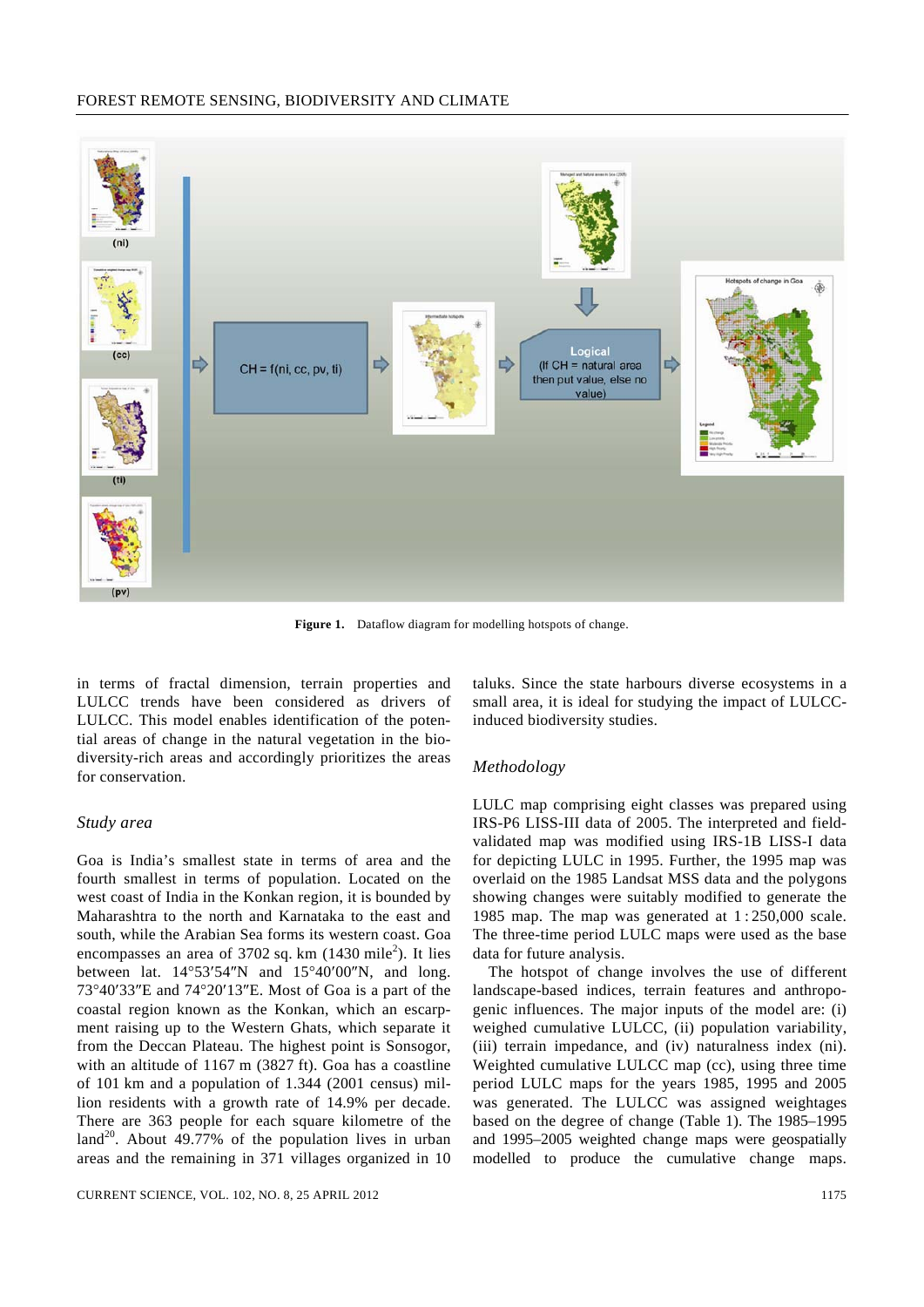Figure 1. Dataflow diagram for modelling hotspots of change.

in terms of fractal dimension, terrain properties and LULCC trends have been considered as drivers of LULCC. This model enables identification of the potential areas of change in the natural vegetation in the biodiversity-rich areas and accordingly prioritizes the areas for conservation.

### Study area

Goa is India's smallest state in terms of area and the fourth smallest in terms of population. Located on the west coast of India in the Konkan region, it is bounded by Maharashtra to the north and Karnataka to the east and south, while the Arabian Sea forms its western coast. Goa encompasses an area of 3702 sq. km (1430 mile$^2$). It lies between lat. 14°53′54″N and 15°40′00″N, and long. 73°40′33″E and 74°20′13″E. Most of Goa is a part of the coastal region known as the Konkan, which an escarpment raising up to the Western Ghats, which separate it from the Deccan Plateau. The highest point is Sonsogor, with an altitude of 1167 m (3827 ft). Goa has a coastline of 101 km and a population of 1.344 (2001 census) million residents with a growth rate of 14.9% per decade. There are 363 people for each square kilometre of the land[20]. About 49.77% of the population lives in urban areas and the remaining in 371 villages organized in 10 taluks. Since the state harbours diverse ecosystems in a small area, it is ideal for studying the impact of LULCC-induced biodiversity studies.

### Methodology

LULC map comprising eight classes was prepared using IRS-P6 LISS-III data of 2005. The interpreted and field-validated map was modified using IRS-1B LISS-I data for depicting LULC in 1995. Further, the 1995 map was overlaid on the 1985 Landsat MSS data and the polygons showing changes were suitably modified to generate the 1985 map. The map was generated at 1 : 250,000 scale. The three-time period LULC maps were used as the base data for future analysis.

The hotspot of change involves the use of different landscape-based indices, terrain features and anthropogenic influences. The major inputs of the model are: (i) weighed cumulative LULCC, (ii) population variability, (iii) terrain impedance, and (iv) naturalness index (ni). Weighted cumulative LULCC map (cc), using three time period LULC maps for the years 1985, 1995 and 2005 was generated. The LULCC was assigned weightages based on the degree of change (Table 1). The 1985–1995 and 1995–2005 weighted change maps were geospatially modelled to produce the cumulative change maps.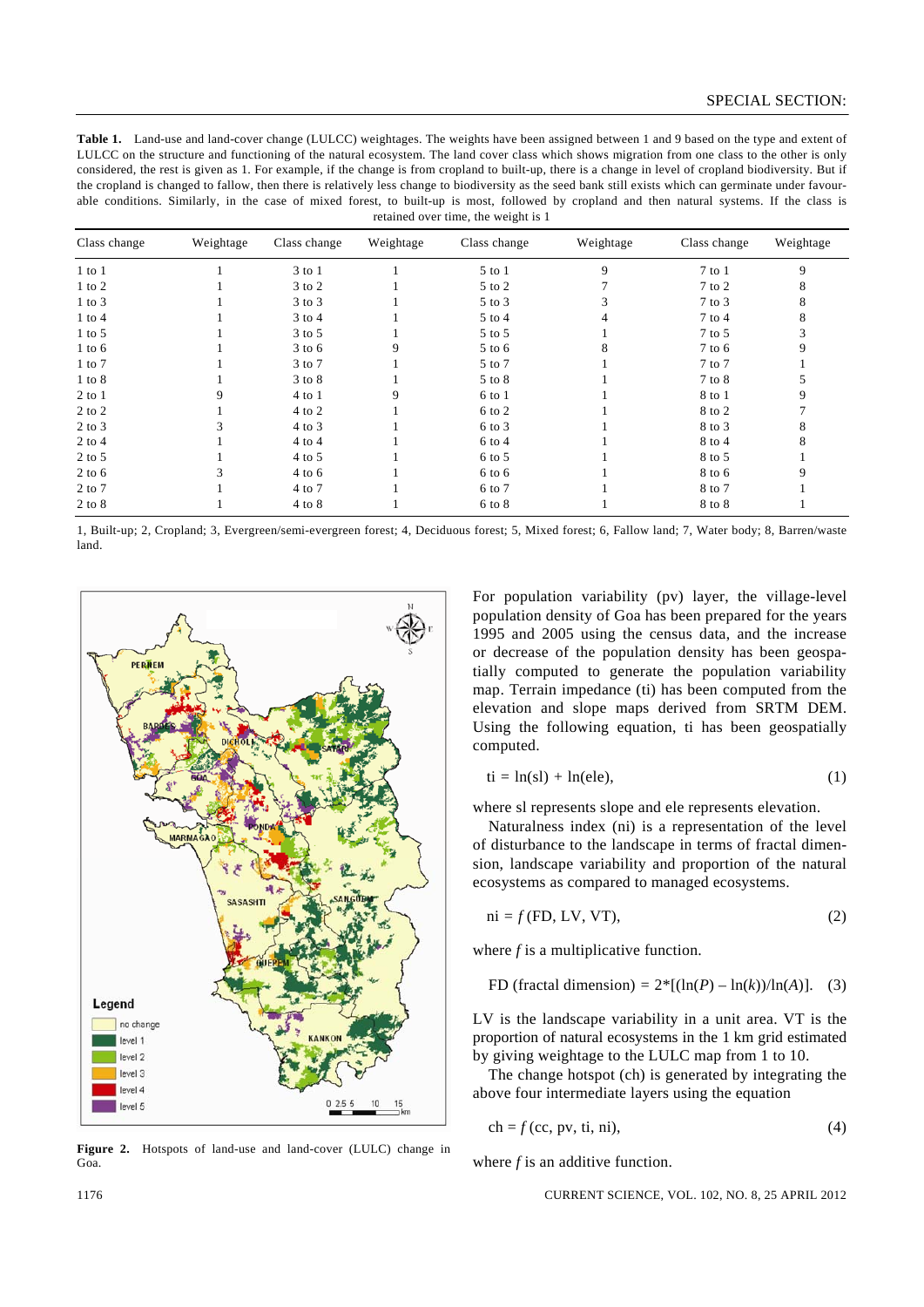**Table 1.** Land-use and land-cover change (LULCC) weightages. The weights have been assigned between 1 and 9 based on the type and extent of LULCC on the structure and functioning of the natural ecosystem. The land cover class which shows migration from one class to the other is only considered, the rest is given as 1. For example, if the change is from cropland to built-up, there is a change in level of cropland biodiversity. But if the cropland is changed to fallow, then there is relatively less change to biodiversity as the seed bank still exists which can germinate under favourable conditions. Similarly, in the case of mixed forest, to built-up is most, followed by cropland and then natural systems. If the class is retained over time, the weight is 1

| Class change | Weightage | Class change | Weightage | Class change | Weightage | Class change | Weightage |
|---|---|---|---|---|---|---|---|
| 1 to 1 | 1 | 3 to 1 | 1 | 5 to 1 | 9 | 7 to 1 | 9 |
| 1 to 2 | 1 | 3 to 2 | 1 | 5 to 2 | 7 | 7 to 2 | 8 |
| 1 to 3 | 1 | 3 to 3 | 1 | 5 to 3 | 3 | 7 to 3 | 8 |
| 1 to 4 | 1 | 3 to 4 | 1 | 5 to 4 | 4 | 7 to 4 | 8 |
| 1 to 5 | 1 | 3 to 5 | 1 | 5 to 5 | 1 | 7 to 5 | 3 |
| 1 to 6 | 1 | 3 to 6 | 9 | 5 to 6 | 8 | 7 to 6 | 9 |
| 1 to 7 | 1 | 3 to 7 | 1 | 5 to 7 | 1 | 7 to 7 | 1 |
| 1 to 8 | 1 | 3 to 8 | 1 | 5 to 8 | 1 | 7 to 8 | 5 |
| 2 to 1 | 9 | 4 to 1 | 9 | 6 to 1 | 1 | 8 to 1 | 9 |
| 2 to 2 | 1 | 4 to 2 | 1 | 6 to 2 | 1 | 8 to 2 | 7 |
| 2 to 3 | 3 | 4 to 3 | 1 | 6 to 3 | 1 | 8 to 3 | 8 |
| 2 to 4 | 1 | 4 to 4 | 1 | 6 to 4 | 1 | 8 to 4 | 8 |
| 2 to 5 | 1 | 4 to 5 | 1 | 6 to 5 | 1 | 8 to 5 | 1 |
| 2 to 6 | 3 | 4 to 6 | 1 | 6 to 6 | 1 | 8 to 6 | 9 |
| 2 to 7 | 1 | 4 to 7 | 1 | 6 to 7 | 1 | 8 to 7 | 1 |
| 2 to 8 | 1 | 4 to 8 | 1 | 6 to 8 | 1 | 8 to 8 | 1 |

1, Built-up; 2, Cropland; 3, Evergreen/semi-evergreen forest; 4, Deciduous forest; 5, Mixed forest; 6, Fallow land; 7, Water body; 8, Barren/waste land.

**Figure 2.** Hotspots of land-use and land-cover (LULC) change in Goa.

For population variability (pv) layer, the village-level population density of Goa has been prepared for the years 1995 and 2005 using the census data, and the increase or decrease of the population density has been geospatially computed to generate the population variability map. Terrain impedance (ti) has been computed from the elevation and slope maps derived from SRTM DEM. Using the following equation, ti has been geospatially computed.

$$\text{ti} = \ln(\text{sl}) + \ln(\text{ele}), \quad (1)$$

where sl represents slope and ele represents elevation.

Naturalness index (ni) is a representation of the level of disturbance to the landscape in terms of fractal dimension, landscape variability and proportion of the natural ecosystems as compared to managed ecosystems.

$$\text{ni} = f\,(\text{FD, LV, VT}), \quad (2)$$

where $f$ is a multiplicative function.

$$\text{FD (fractal dimension)} = 2*[(\ln(P) - \ln(k))/\ln(A)]. \quad (3)$$

LV is the landscape variability in a unit area. VT is the proportion of natural ecosystems in the 1 km grid estimated by giving weightage to the LULC map from 1 to 10.

The change hotspot (ch) is generated by integrating the above four intermediate layers using the equation

$$\text{ch} = f\,(\text{cc, pv, ti, ni}), \quad (4)$$

where $f$ is an additive function.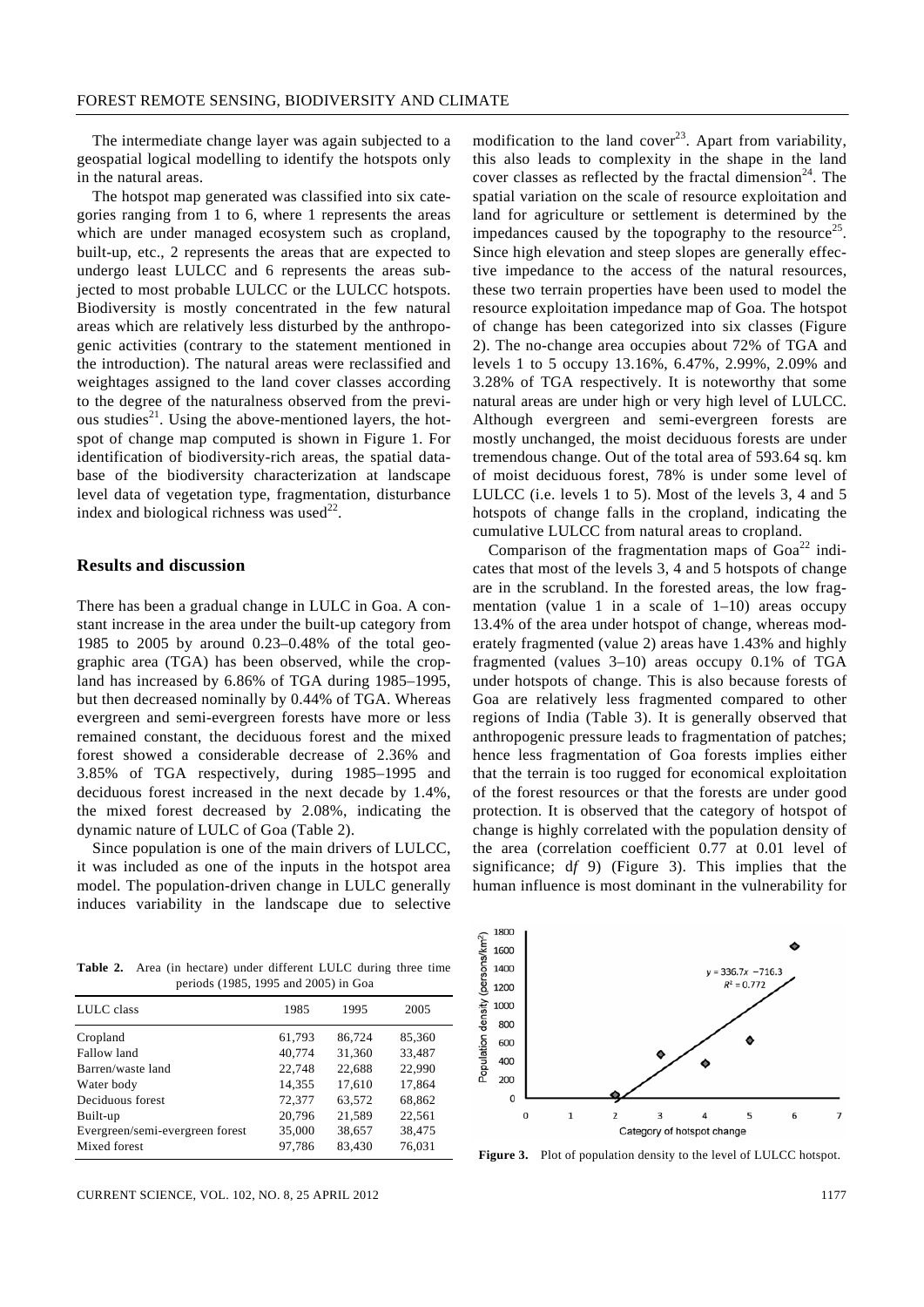The intermediate change layer was again subjected to a geospatial logical modelling to identify the hotspots only in the natural areas.

The hotspot map generated was classified into six categories ranging from 1 to 6, where 1 represents the areas which are under managed ecosystem such as cropland, built-up, etc., 2 represents the areas that are expected to undergo least LULCC and 6 represents the areas subjected to most probable LULCC or the LULCC hotspots. Biodiversity is mostly concentrated in the few natural areas which are relatively less disturbed by the anthropogenic activities (contrary to the statement mentioned in the introduction). The natural areas were reclassified and weightages assigned to the land cover classes according to the degree of the naturalness observed from the previous studies[21]. Using the above-mentioned layers, the hotspot of change map computed is shown in Figure 1. For identification of biodiversity-rich areas, the spatial database of the biodiversity characterization at landscape level data of vegetation type, fragmentation, disturbance index and biological richness was used[22].

## Results and discussion

There has been a gradual change in LULC in Goa. A constant increase in the area under the built-up category from 1985 to 2005 by around 0.23–0.48% of the total geographic area (TGA) has been observed, while the cropland has increased by 6.86% of TGA during 1985–1995, but then decreased nominally by 0.44% of TGA. Whereas evergreen and semi-evergreen forests have more or less remained constant, the deciduous forest and the mixed forest showed a considerable decrease of 2.36% and 3.85% of TGA respectively, during 1985–1995 and deciduous forest increased in the next decade by 1.4%, the mixed forest decreased by 2.08%, indicating the dynamic nature of LULC of Goa (Table 2).

Since population is one of the main drivers of LULCC, it was included as one of the inputs in the hotspot area model. The population-driven change in LULC generally induces variability in the landscape due to selective modification to the land cover[23]. Apart from variability, this also leads to complexity in the shape in the land cover classes as reflected by the fractal dimension[24]. The spatial variation on the scale of resource exploitation and land for agriculture or settlement is determined by the impedances caused by the topography to the resource[25]. Since high elevation and steep slopes are generally effective impedance to the access of the natural resources, these two terrain properties have been used to model the resource exploitation impedance map of Goa. The hotspot of change has been categorized into six classes (Figure 2). The no-change area occupies about 72% of TGA and levels 1 to 5 occupy 13.16%, 6.47%, 2.99%, 2.09% and 3.28% of TGA respectively. It is noteworthy that some natural areas are under high or very high level of LULCC. Although evergreen and semi-evergreen forests are mostly unchanged, the moist deciduous forests are under tremendous change. Out of the total area of 593.64 sq. km of moist deciduous forest, 78% is under some level of LULCC (i.e. levels 1 to 5). Most of the levels 3, 4 and 5 hotspots of change falls in the cropland, indicating the cumulative LULCC from natural areas to cropland.

Comparison of the fragmentation maps of Goa[22] indicates that most of the levels 3, 4 and 5 hotspots of change are in the scrubland. In the forested areas, the low fragmentation (value 1 in a scale of 1–10) areas occupy 13.4% of the area under hotspot of change, whereas moderately fragmented (value 2) areas have 1.43% and highly fragmented (values 3–10) areas occupy 0.1% of TGA under hotspots of change. This is also because forests of Goa are relatively less fragmented compared to other regions of India (Table 3). It is generally observed that anthropogenic pressure leads to fragmentation of patches; hence less fragmentation of Goa forests implies either that the terrain is too rugged for economical exploitation of the forest resources or that the forests are under good protection. It is observed that the category of hotspot of change is highly correlated with the population density of the area (correlation coefficient 0.77 at 0.01 level of significance; d*f* 9) (Figure 3). This implies that the human influence is most dominant in the vulnerability for

**Table 2.** Area (in hectare) under different LULC during three time periods (1985, 1995 and 2005) in Goa

| LULC class | 1985 | 1995 | 2005 |
|---|---|---|---|
| Cropland | 61,793 | 86,724 | 85,360 |
| Fallow land | 40,774 | 31,360 | 33,487 |
| Barren/waste land | 22,748 | 22,688 | 22,990 |
| Water body | 14,355 | 17,610 | 17,864 |
| Deciduous forest | 72,377 | 63,572 | 68,862 |
| Built-up | 20,796 | 21,589 | 22,561 |
| Evergreen/semi-evergreen forest | 35,000 | 38,657 | 38,475 |
| Mixed forest | 97,786 | 83,430 | 76,031 |

**Figure 3.** Plot of population density to the level of LULCC hotspot.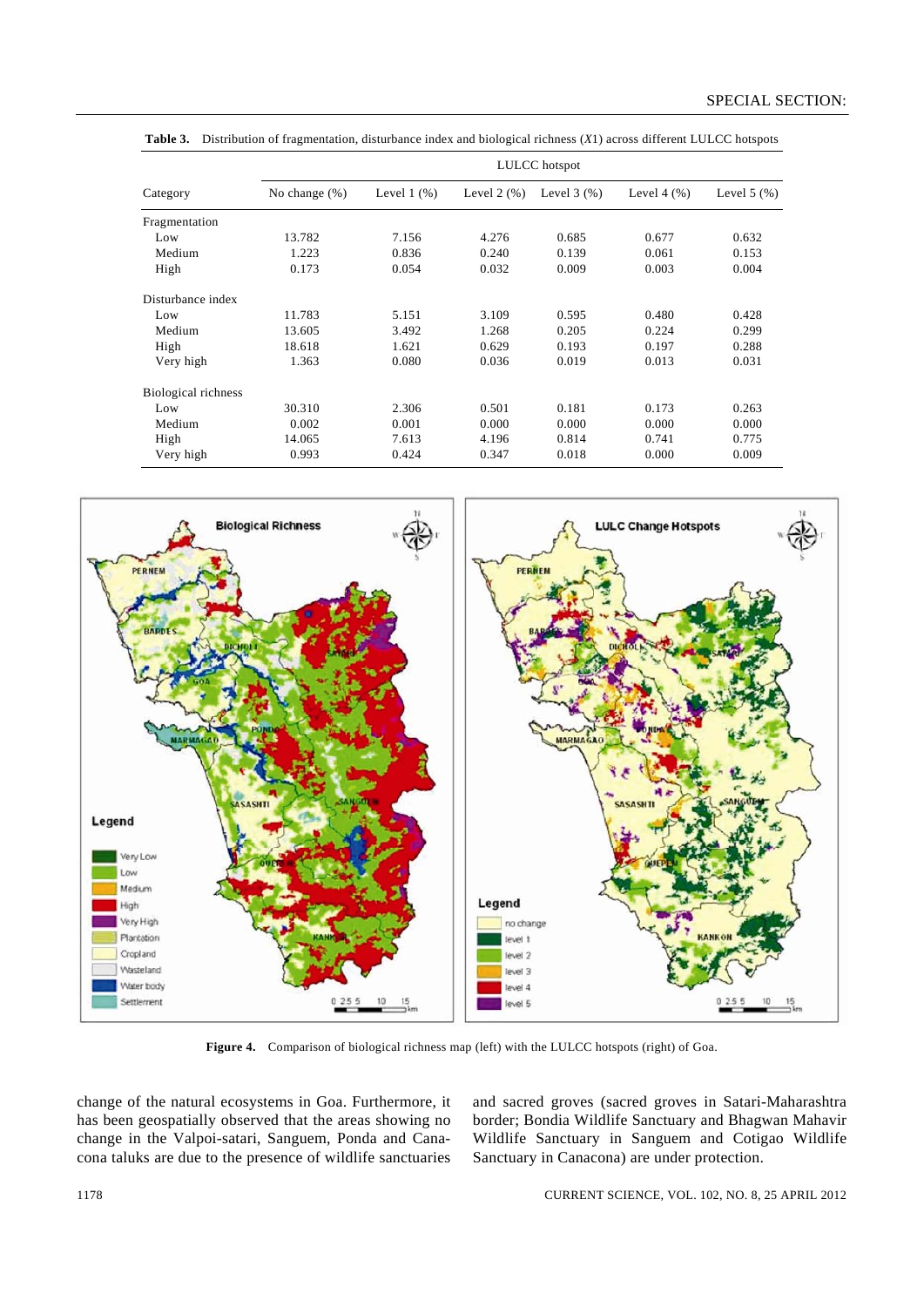**Table 3.** Distribution of fragmentation, disturbance index and biological richness ($X1$) across different LULCC hotspots

| Category | LULCC hotspot | | | | | |
|---|---|---|---|---|---|---|
| | No change (%) | Level 1 (%) | Level 2 (%) | Level 3 (%) | Level 4 (%) | Level 5 (%) |
| Fragmentation | | | | | | |
| Low | 13.782 | 7.156 | 4.276 | 0.685 | 0.677 | 0.632 |
| Medium | 1.223 | 0.836 | 0.240 | 0.139 | 0.061 | 0.153 |
| High | 0.173 | 0.054 | 0.032 | 0.009 | 0.003 | 0.004 |
| Disturbance index | | | | | | |
| Low | 11.783 | 5.151 | 3.109 | 0.595 | 0.480 | 0.428 |
| Medium | 13.605 | 3.492 | 1.268 | 0.205 | 0.224 | 0.299 |
| High | 18.618 | 1.621 | 0.629 | 0.193 | 0.197 | 0.288 |
| Very high | 1.363 | 0.080 | 0.036 | 0.019 | 0.013 | 0.031 |
| Biological richness | | | | | | |
| Low | 30.310 | 2.306 | 0.501 | 0.181 | 0.173 | 0.263 |
| Medium | 0.002 | 0.001 | 0.000 | 0.000 | 0.000 | 0.000 |
| High | 14.065 | 7.613 | 4.196 | 0.814 | 0.741 | 0.775 |
| Very high | 0.993 | 0.424 | 0.347 | 0.018 | 0.000 | 0.009 |

**Figure 4.** Comparison of biological richness map (left) with the LULCC hotspots (right) of Goa.

change of the natural ecosystems in Goa. Furthermore, it has been geospatially observed that the areas showing no change in the Valpoi-satari, Sanguem, Ponda and Canacona taluks are due to the presence of wildlife sanctuaries and sacred groves (sacred groves in Satari-Maharashtra border; Bondia Wildlife Sanctuary and Bhagwan Mahavir Wildlife Sanctuary in Sanguem and Cotigao Wildlife Sanctuary in Canacona) are under protection.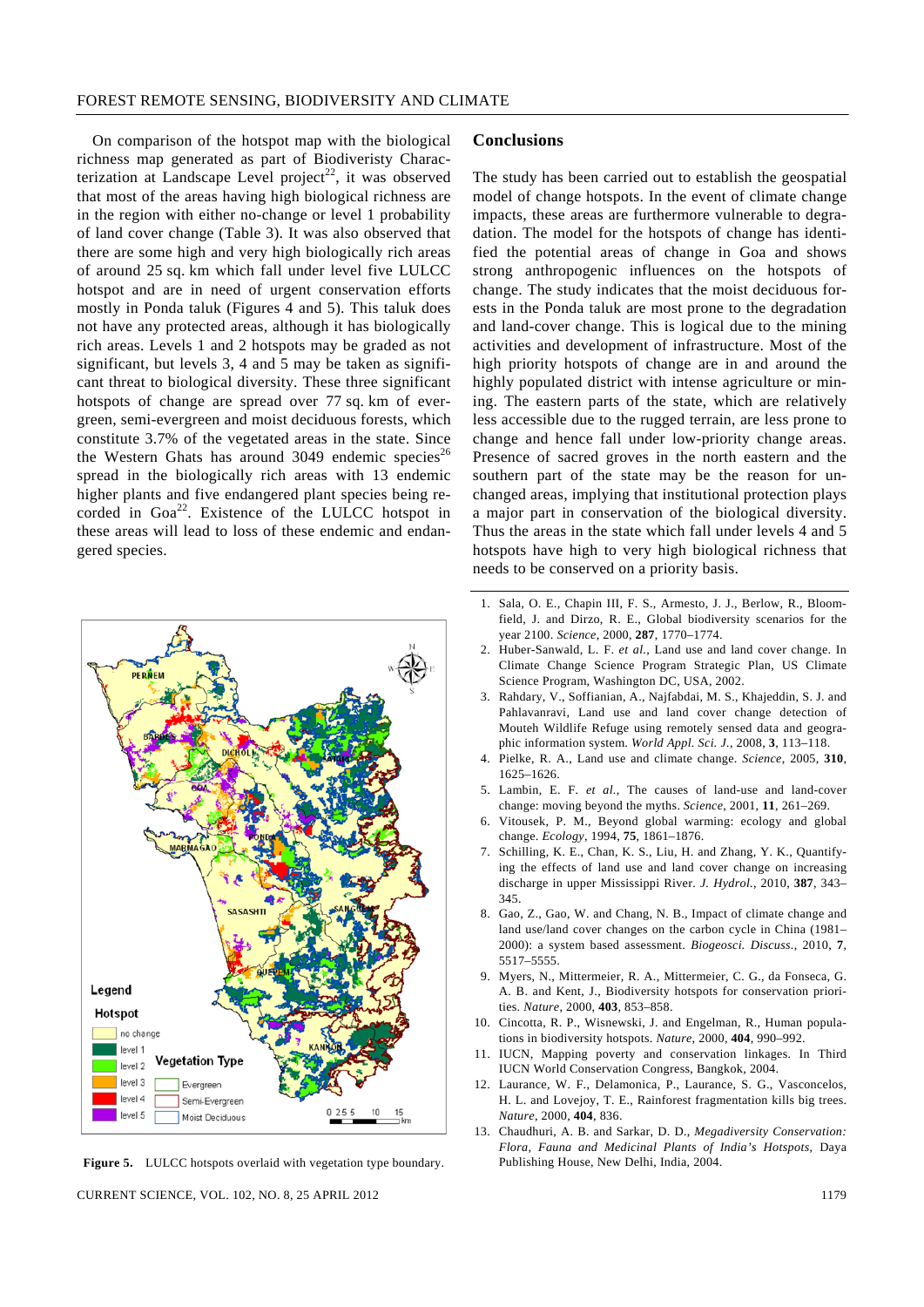On comparison of the hotspot map with the biological richness map generated as part of Biodiveristy Characterization at Landscape Level project[22], it was observed that most of the areas having high biological richness are in the region with either no-change or level 1 probability of land cover change (Table 3). It was also observed that there are some high and very high biologically rich areas of around 25 sq. km which fall under level five LULCC hotspot and are in need of urgent conservation efforts mostly in Ponda taluk (Figures 4 and 5). This taluk does not have any protected areas, although it has biologically rich areas. Levels 1 and 2 hotspots may be graded as not significant, but levels 3, 4 and 5 may be taken as significant threat to biological diversity. These three significant hotspots of change are spread over 77 sq. km of evergreen, semi-evergreen and moist deciduous forests, which constitute 3.7% of the vegetated areas in the state. Since the Western Ghats has around 3049 endemic species[26] spread in the biologically rich areas with 13 endemic higher plants and five endangered plant species being recorded in Goa[22]. Existence of the LULCC hotspot in these areas will lead to loss of these endemic and endangered species.

Figure 5. LULCC hotspots overlaid with vegetation type boundary.

## Conclusions

The study has been carried out to establish the geospatial model of change hotspots. In the event of climate change impacts, these areas are furthermore vulnerable to degradation. The model for the hotspots of change has identified the potential areas of change in Goa and shows strong anthropogenic influences on the hotspots of change. The study indicates that the moist deciduous forests in the Ponda taluk are most prone to the degradation and land-cover change. This is logical due to the mining activities and development of infrastructure. Most of the high priority hotspots of change are in and around the highly populated district with intense agriculture or mining. The eastern parts of the state, which are relatively less accessible due to the rugged terrain, are less prone to change and hence fall under low-priority change areas. Presence of sacred groves in the north eastern and the southern part of the state may be the reason for unchanged areas, implying that institutional protection plays a major part in conservation of the biological diversity. Thus the areas in the state which fall under levels 4 and 5 hotspots have high to very high biological richness that needs to be conserved on a priority basis.

1. Sala, O. E., Chapin III, F. S., Armesto, J. J., Berlow, R., Bloomfield, J. and Dirzo, R. E., Global biodiversity scenarios for the year 2100. *Science*, 2000, **287**, 1770–1774.
2. Huber-Sanwald, L. F. *et al.*, Land use and land cover change. In Climate Change Science Program Strategic Plan, US Climate Science Program, Washington DC, USA, 2002.
3. Rahdary, V., Soffianian, A., Najfabdai, M. S., Khajeddin, S. J. and Pahlavanravi, Land use and land cover change detection of Mouteh Wildlife Refuge using remotely sensed data and geographic information system. *World Appl. Sci. J.*, 2008, **3**, 113–118.
4. Pielke, R. A., Land use and climate change. *Science*, 2005, **310**, 1625–1626.
5. Lambin, E. F. *et al.*, The causes of land-use and land-cover change: moving beyond the myths. *Science*, 2001, **11**, 261–269.
6. Vitousek, P. M., Beyond global warming: ecology and global change. *Ecology*, 1994, **75**, 1861–1876.
7. Schilling, K. E., Chan, K. S., Liu, H. and Zhang, Y. K., Quantifying the effects of land use and land cover change on increasing discharge in upper Mississippi River. *J. Hydrol.*, 2010, **387**, 343–345.
8. Gao, Z., Gao, W. and Chang, N. B., Impact of climate change and land use/land cover changes on the carbon cycle in China (1981–2000): a system based assessment. *Biogeosci. Discuss.*, 2010, **7**, 5517–5555.
9. Myers, N., Mittermeier, R. A., Mittermeier, C. G., da Fonseca, G. A. B. and Kent, J., Biodiversity hotspots for conservation priorities. *Nature*, 2000, **403**, 853–858.
10. Cincotta, R. P., Wisnewski, J. and Engelman, R., Human populations in biodiversity hotspots. *Nature*, 2000, **404**, 990–992.
11. IUCN, Mapping poverty and conservation linkages. In Third IUCN World Conservation Congress, Bangkok, 2004.
12. Laurance, W. F., Delamonica, P., Laurance, S. G., Vasconcelos, H. L. and Lovejoy, T. E., Rainforest fragmentation kills big trees. *Nature*, 2000, **404**, 836.
13. Chaudhuri, A. B. and Sarkar, D. D., *Megadiversity Conservation: Flora, Fauna and Medicinal Plants of India's Hotspots*, Daya Publishing House, New Delhi, India, 2004.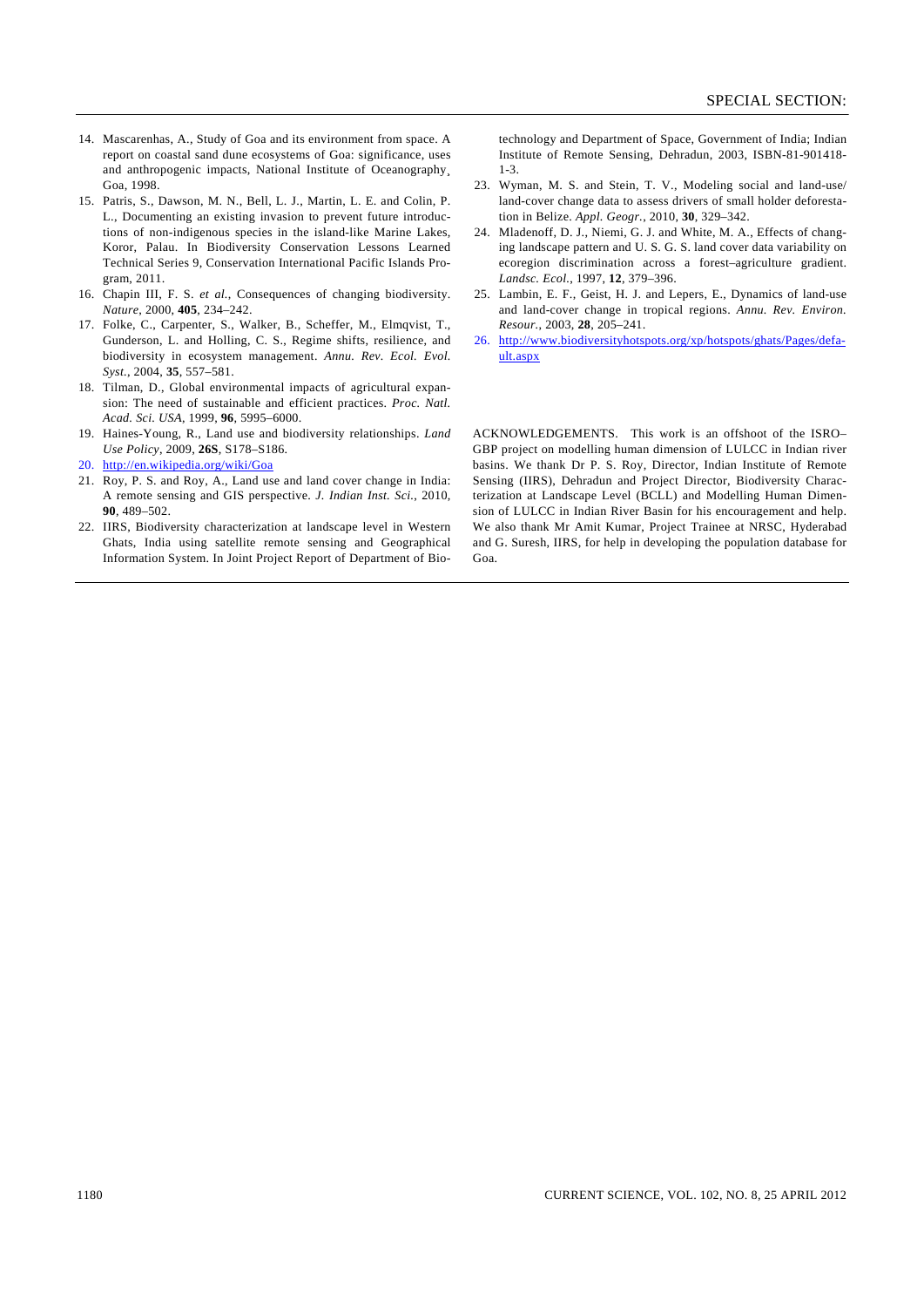14. Mascarenhas, A., Study of Goa and its environment from space. A report on coastal sand dune ecosystems of Goa: significance, uses and anthropogenic impacts, National Institute of Oceanography, Goa, 1998.
15. Patris, S., Dawson, M. N., Bell, L. J., Martin, L. E. and Colin, P. L., Documenting an existing invasion to prevent future introductions of non-indigenous species in the island-like Marine Lakes, Koror, Palau. In Biodiversity Conservation Lessons Learned Technical Series 9, Conservation International Pacific Islands Program, 2011.
16. Chapin III, F. S. *et al.*, Consequences of changing biodiversity. *Nature*, 2000, **405**, 234–242.
17. Folke, C., Carpenter, S., Walker, B., Scheffer, M., Elmqvist, T., Gunderson, L. and Holling, C. S., Regime shifts, resilience, and biodiversity in ecosystem management. *Annu. Rev. Ecol. Evol. Syst.*, 2004, **35**, 557–581.
18. Tilman, D., Global environmental impacts of agricultural expansion: The need of sustainable and efficient practices. *Proc. Natl. Acad. Sci. USA*, 1999, **96**, 5995–6000.
19. Haines-Young, R., Land use and biodiversity relationships. *Land Use Policy*, 2009, **26S**, S178–S186.
20. http://en.wikipedia.org/wiki/Goa
21. Roy, P. S. and Roy, A., Land use and land cover change in India: A remote sensing and GIS perspective. *J. Indian Inst. Sci.*, 2010, **90**, 489–502.
22. IIRS, Biodiversity characterization at landscape level in Western Ghats, India using satellite remote sensing and Geographical Information System. In Joint Project Report of Department of Biotechnology and Department of Space, Government of India; Indian Institute of Remote Sensing, Dehradun, 2003, ISBN-81-901418-1-3.
23. Wyman, M. S. and Stein, T. V., Modeling social and land-use/land-cover change data to assess drivers of small holder deforestation in Belize. *Appl. Geogr.*, 2010, **30**, 329–342.
24. Mladenoff, D. J., Niemi, G. J. and White, M. A., Effects of changing landscape pattern and U. S. G. S. land cover data variability on ecoregion discrimination across a forest–agriculture gradient. *Landsc. Ecol.*, 1997, **12**, 379–396.
25. Lambin, E. F., Geist, H. J. and Lepers, E., Dynamics of land-use and land-cover change in tropical regions. *Annu. Rev. Environ. Resour.*, 2003, **28**, 205–241.
26. http://www.biodiversityhotspots.org/xp/hotspots/ghats/Pages/default.aspx

ACKNOWLEDGEMENTS. This work is an offshoot of the ISRO–GBP project on modelling human dimension of LULCC in Indian river basins. We thank Dr P. S. Roy, Director, Indian Institute of Remote Sensing (IIRS), Dehradun and Project Director, Biodiversity Characterization at Landscape Level (BCLL) and Modelling Human Dimension of LULCC in Indian River Basin for his encouragement and help. We also thank Mr Amit Kumar, Project Trainee at NRSC, Hyderabad and G. Suresh, IIRS, for help in developing the population database for Goa.